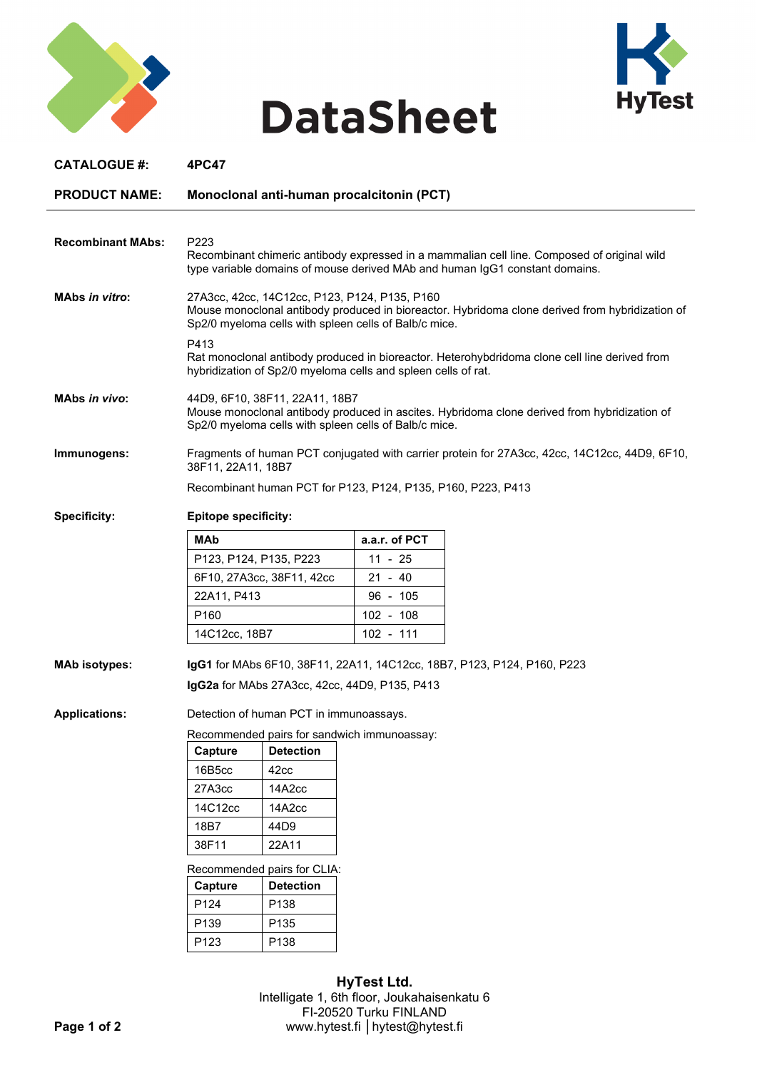# DataSheet

**CATALOGUE #:** 4PC47

**PRODUCT NAME:** Monoclonal anti-human procalcitonin (PCT)

---

**Recombinant MAbs:**

P223
Recombinant chimeric antibody expressed in a mammalian cell line. Composed of original wild type variable domains of mouse derived MAb and human IgG1 constant domains.

**MAbs *in vitro*:**

27A3cc, 42cc, 14C12cc, P123, P124, P135, P160
Mouse monoclonal antibody produced in bioreactor. Hybridoma clone derived from hybridization of Sp2/0 myeloma cells with spleen cells of Balb/c mice.

P413
Rat monoclonal antibody produced in bioreactor. Heterohybdridoma clone cell line derived from hybridization of Sp2/0 myeloma cells and spleen cells of rat.

**MAbs *in vivo*:**

44D9, 6F10, 38F11, 22A11, 18B7
Mouse monoclonal antibody produced in ascites. Hybridoma clone derived from hybridization of Sp2/0 myeloma cells with spleen cells of Balb/c mice.

**Immunogens:**

Fragments of human PCT conjugated with carrier protein for 27A3cc, 42cc, 14C12cc, 44D9, 6F10, 38F11, 22A11, 18B7

Recombinant human PCT for P123, P124, P135, P160, P223, P413

**Specificity:**

**Epitope specificity:**

| MAb | a.a.r. of PCT |
|---|---|
| P123, P124, P135, P223 | 11 - 25 |
| 6F10, 27A3cc, 38F11, 42cc | 21 - 40 |
| 22A11, P413 | 96 - 105 |
| P160 | 102 - 108 |
| 14C12cc, 18B7 | 102 - 111 |

**MAb isotypes:**

**IgG1** for MAbs 6F10, 38F11, 22A11, 14C12cc, 18B7, P123, P124, P160, P223

**IgG2a** for MAbs 27A3cc, 42cc, 44D9, P135, P413

**Applications:**

Detection of human PCT in immunoassays.

Recommended pairs for sandwich immunoassay:

| Capture | Detection |
|---|---|
| 16B5cc | 42cc |
| 27A3cc | 14A2cc |
| 14C12cc | 14A2cc |
| 18B7 | 44D9 |
| 38F11 | 22A11 |

Recommended pairs for CLIA:

| Capture | Detection |
|---|---|
| P124 | P138 |
| P139 | P135 |
| P123 | P138 |

**HyTest Ltd.**
Intelligate 1, 6th floor, Joukahaisenkatu 6
FI-20520 Turku FINLAND
www.hytest.fi │hytest@hytest.fi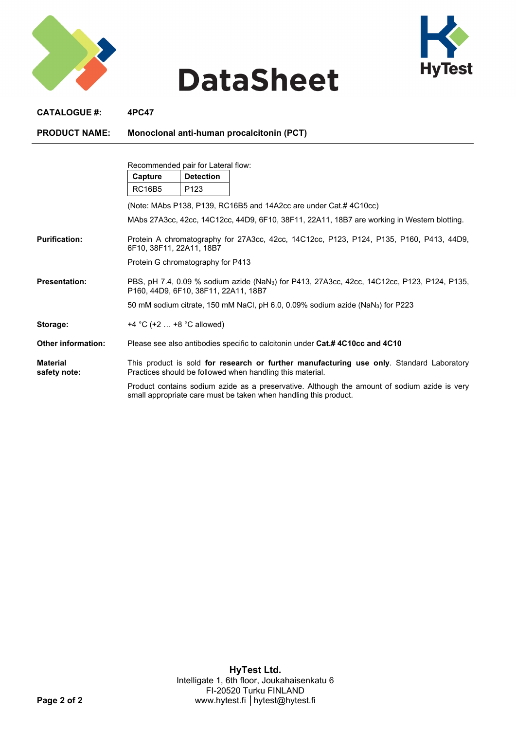# DataSheet

**CATALOGUE #:** **4PC47**

**PRODUCT NAME:** **Monoclonal anti-human procalcitonin (PCT)**

---

Recommended pair for Lateral flow:

| Capture | Detection |
|---|---|
| RC16B5 | P123 |

(Note: MAbs P138, P139, RC16B5 and 14A2cc are under Cat.# 4C10cc)

MAbs 27A3cc, 42cc, 14C12cc, 44D9, 6F10, 38F11, 22A11, 18B7 are working in Western blotting.

**Purification:** Protein A chromatography for 27A3cc, 42cc, 14C12cc, P123, P124, P135, P160, P413, 44D9, 6F10, 38F11, 22A11, 18B7

Protein G chromatography for P413

**Presentation:** PBS, pH 7.4, 0.09 % sodium azide ($NaN_3$) for P413, 27A3cc, 42cc, 14C12cc, P123, P124, P135, P160, 44D9, 6F10, 38F11, 22A11, 18B7

50 mM sodium citrate, 150 mM NaCl, pH 6.0, 0.09% sodium azide ($NaN_3$) for P223

**Storage:** +4 °C (+2 … +8 °C allowed)

**Other information:** Please see also antibodies specific to calcitonin under **Cat.# 4C10cc and 4C10**

**Material safety note:** This product is sold **for research or further manufacturing use only**. Standard Laboratory Practices should be followed when handling this material.

Product contains sodium azide as a preservative. Although the amount of sodium azide is very small appropriate care must be taken when handling this product.

**HyTest Ltd.**
Intelligate 1, 6th floor, Joukahaisenkatu 6
FI-20520 Turku FINLAND
www.hytest.fi │hytest@hytest.fi